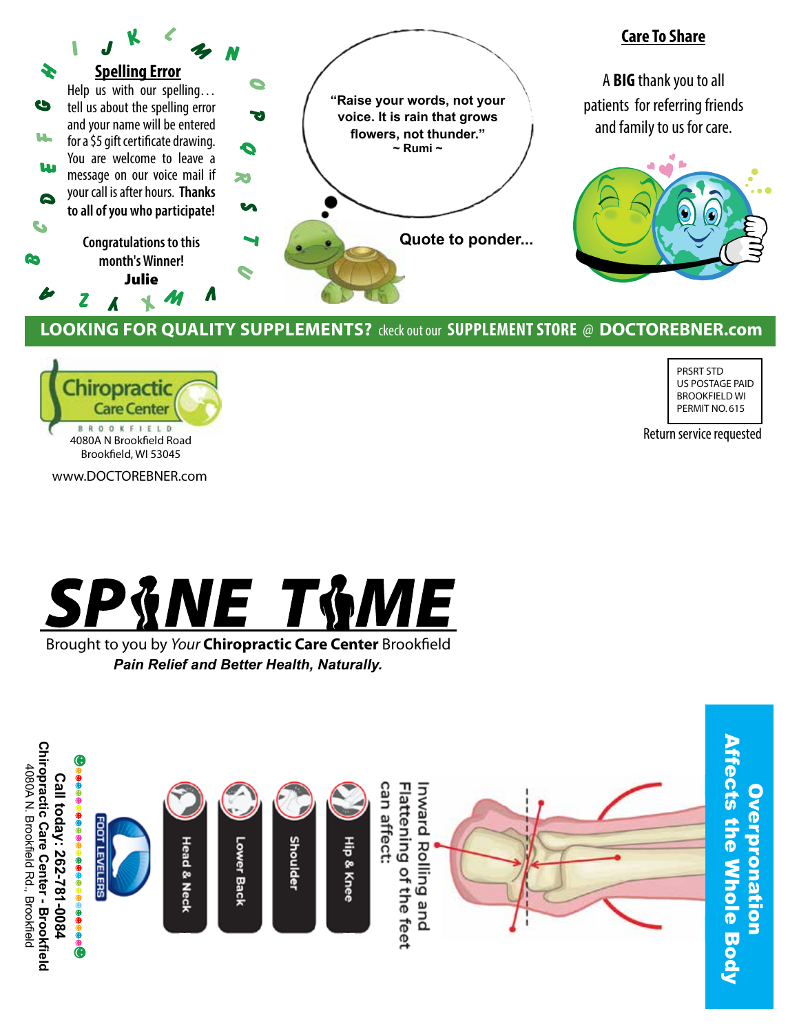## Spelling Error

Help us with our spelling… tell us about the spelling error and your name will be entered for a $5 gift certificate drawing. You are welcome to leave a message on our voice mail if your call is after hours. **Thanks to all of you who participate!**

Congratulations to this month's Winner!
**Julie**

"Raise your words, not your voice. It is rain that grows flowers, not thunder."
~ Rumi ~

**Quote to ponder...**

## Care To Share

A **BIG** thank you to all patients for referring friends and family to us for care.

**LOOKING FOR QUALITY SUPPLEMENTS?** ckeck out our **SUPPLEMENT STORE @ DOCTOREBNER.com**

Chiropractic Care Center
BROOKFIELD
4080A N Brookfield Road
Brookfield, WI 53045

www.DOCTOREBNER.com

PRSRT STD
US POSTAGE PAID
BROOKFIELD WI
PERMIT NO. 615

Return service requested

# SPINE TIME

Brought to you by *Your* **Chiropractic Care Center** Brookfield

***Pain Relief and Better Health, Naturally.***

## Overpronation Affects the Whole Body

Inward Rolling and Flattening of the feet can affect:

- Hip & Knee
- Shoulder
- Lower Back
- Head & Neck

FOOT LEVELERS

**Call today: 262-781-0084**
**Chiropractic Care Center - Brookfield**
4080A N. Brookfield Rd., Brookfield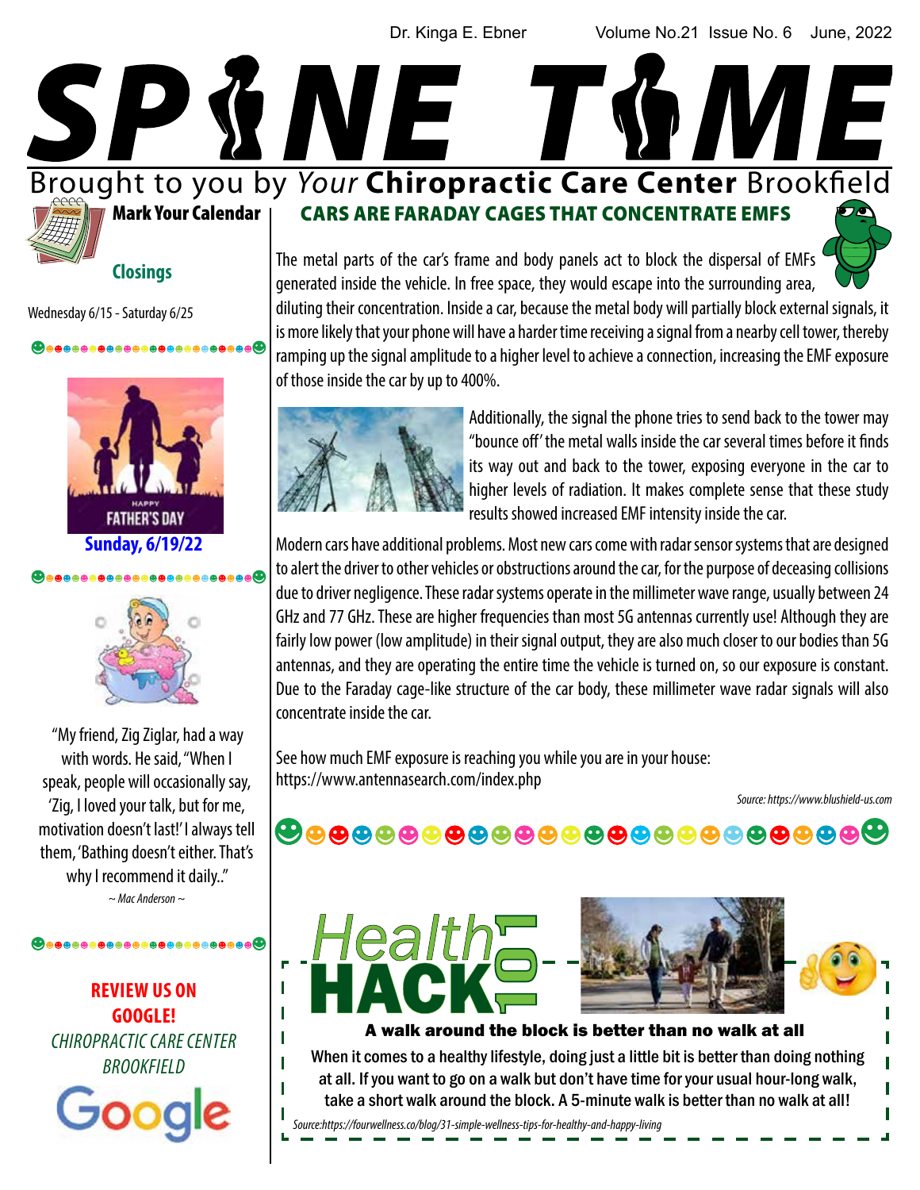Dr. Kinga E. Ebner Volume No.21 Issue No. 6 June, 2022

# SPINE TIME

Brought to you by *Your* **Chiropractic Care Center** Brookfield

## Mark Your Calendar

### Closings

Wednesday 6/15 - Saturday 6/25

HAPPY FATHER'S DAY

**Sunday, 6/19/22**

"My friend, Zig Ziglar, had a way with words. He said, "When I speak, people will occasionally say, 'Zig, I loved your talk, but for me, motivation doesn't last!' I always tell them, 'Bathing doesn't either. That's why I recommend it daily.."

*~ Mac Anderson ~*

**REVIEW US ON GOOGLE!**

*CHIROPRACTIC CARE CENTER BROOKFIELD*

Google

## CARS ARE FARADAY CAGES THAT CONCENTRATE EMFS

The metal parts of the car's frame and body panels act to block the dispersal of EMFs generated inside the vehicle. In free space, they would escape into the surrounding area, diluting their concentration. Inside a car, because the metal body will partially block external signals, it is more likely that your phone will have a harder time receiving a signal from a nearby cell tower, thereby ramping up the signal amplitude to a higher level to achieve a connection, increasing the EMF exposure of those inside the car by up to 400%.

Additionally, the signal the phone tries to send back to the tower may "bounce off' the metal walls inside the car several times before it finds its way out and back to the tower, exposing everyone in the car to higher levels of radiation. It makes complete sense that these study results showed increased EMF intensity inside the car.

Modern cars have additional problems. Most new cars come with radar sensor systems that are designed to alert the driver to other vehicles or obstructions around the car, for the purpose of deceasing collisions due to driver negligence. These radar systems operate in the millimeter wave range, usually between 24 GHz and 77 GHz. These are higher frequencies than most 5G antennas currently use! Although they are fairly low power (low amplitude) in their signal output, they are also much closer to our bodies than 5G antennas, and they are operating the entire time the vehicle is turned on, so our exposure is constant. Due to the Faraday cage-like structure of the car body, these millimeter wave radar signals will also concentrate inside the car.

See how much EMF exposure is reaching you while you are in your house: https://www.antennasearch.com/index.php

*Source: https://www.blushield-us.com*

## Health HACK 101

**A walk around the block is better than no walk at all**

When it comes to a healthy lifestyle, doing just a little bit is better than doing nothing at all. If you want to go on a walk but don't have time for your usual hour-long walk, take a short walk around the block. A 5-minute walk is better than no walk at all!

*Source:https://fourwellness.co/blog/31-simple-wellness-tips-for-healthy-and-happy-living*